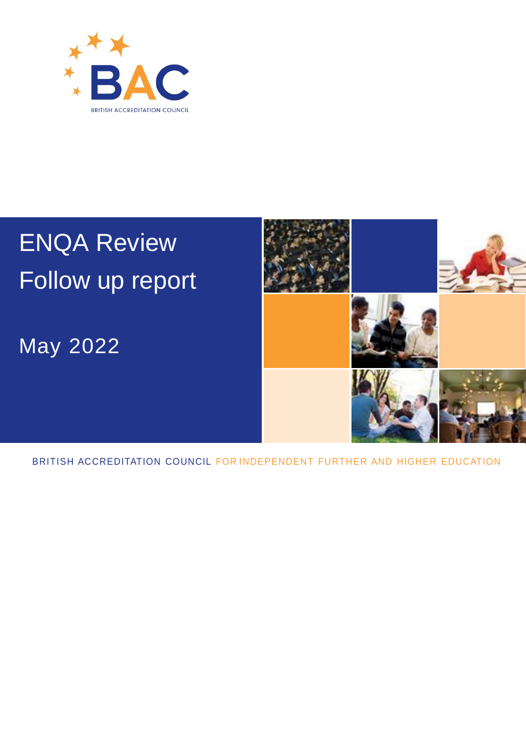BAC

BRITISH ACCREDITATION COUNCIL

# ENQA Review Follow up report

May 2022

BRITISH ACCREDITATION COUNCIL FOR INDEPENDENT FURTHER AND HIGHER EDUCATION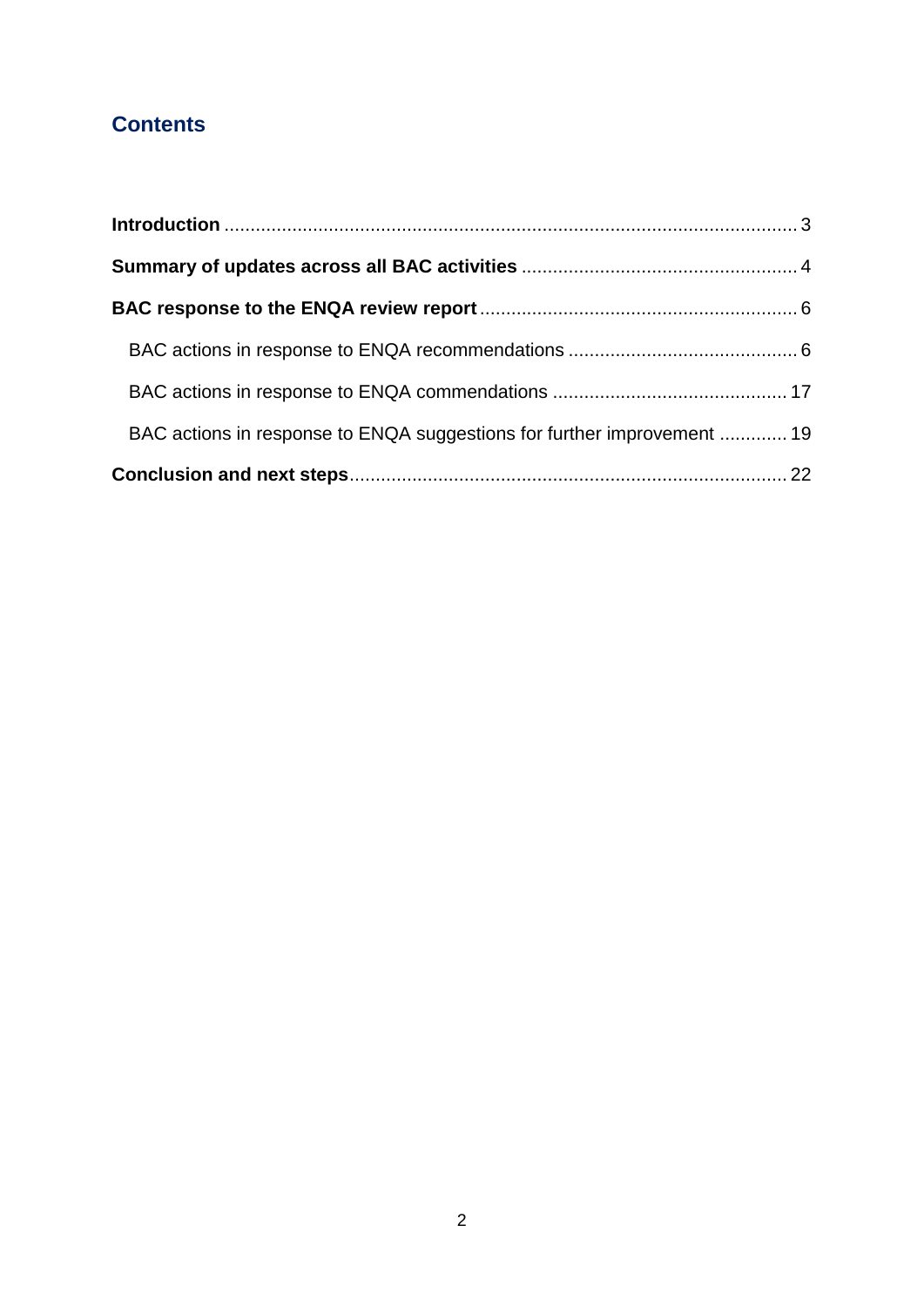## Contents

**Introduction** ..................................................... 3

**Summary of updates across all BAC activities** ..................................................... 4

**BAC response to the ENQA review report** ..................................................... 6

- BAC actions in response to ENQA recommendations ..................................................... 6
- BAC actions in response to ENQA commendations ..................................................... 17
- BAC actions in response to ENQA suggestions for further improvement ............. 19

**Conclusion and next steps** ..................................................... 22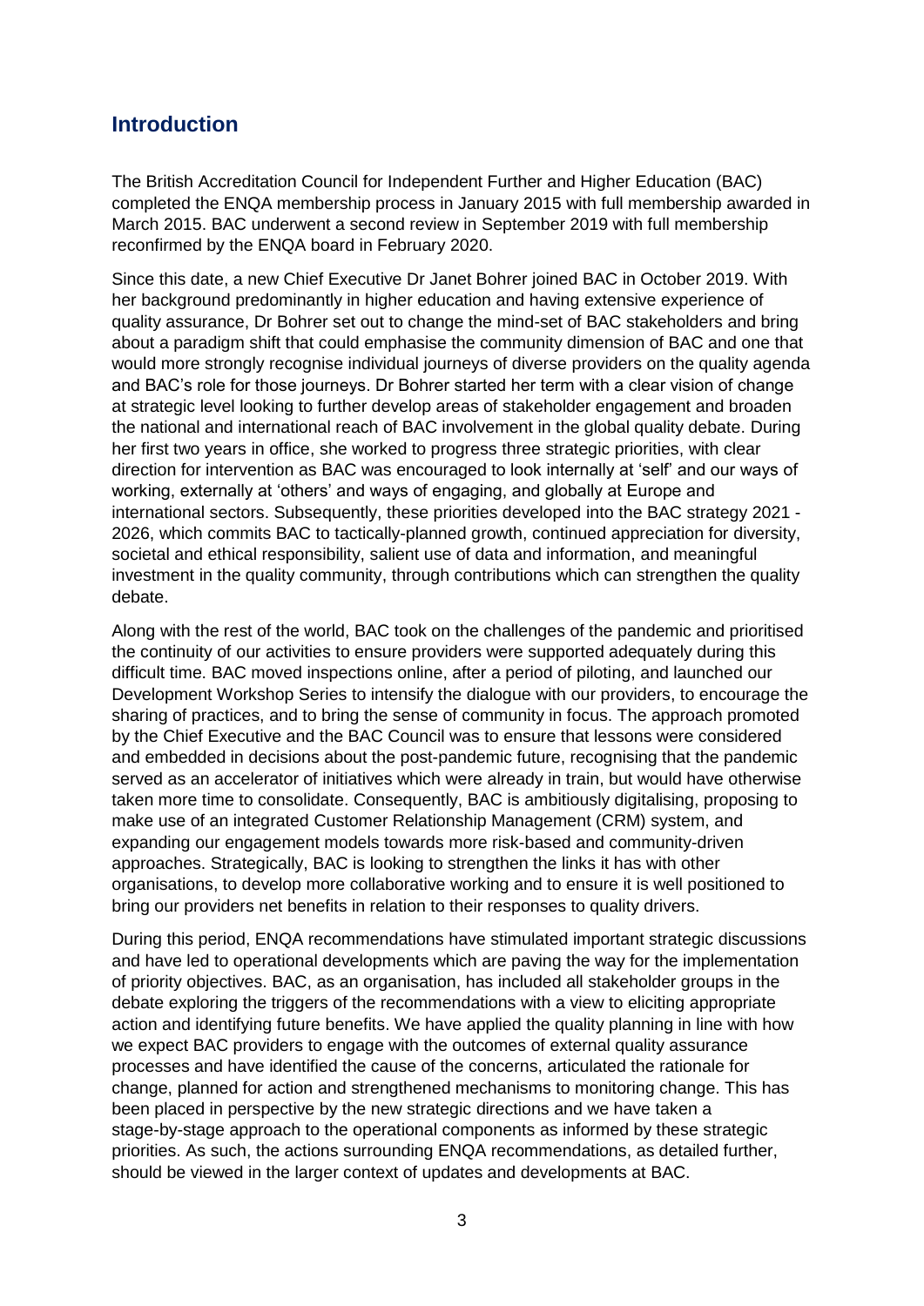## Introduction

The British Accreditation Council for Independent Further and Higher Education (BAC) completed the ENQA membership process in January 2015 with full membership awarded in March 2015. BAC underwent a second review in September 2019 with full membership reconfirmed by the ENQA board in February 2020.

Since this date, a new Chief Executive Dr Janet Bohrer joined BAC in October 2019. With her background predominantly in higher education and having extensive experience of quality assurance, Dr Bohrer set out to change the mind-set of BAC stakeholders and bring about a paradigm shift that could emphasise the community dimension of BAC and one that would more strongly recognise individual journeys of diverse providers on the quality agenda and BAC's role for those journeys. Dr Bohrer started her term with a clear vision of change at strategic level looking to further develop areas of stakeholder engagement and broaden the national and international reach of BAC involvement in the global quality debate. During her first two years in office, she worked to progress three strategic priorities, with clear direction for intervention as BAC was encouraged to look internally at 'self' and our ways of working, externally at 'others' and ways of engaging, and globally at Europe and international sectors. Subsequently, these priorities developed into the BAC strategy 2021 - 2026, which commits BAC to tactically-planned growth, continued appreciation for diversity, societal and ethical responsibility, salient use of data and information, and meaningful investment in the quality community, through contributions which can strengthen the quality debate.

Along with the rest of the world, BAC took on the challenges of the pandemic and prioritised the continuity of our activities to ensure providers were supported adequately during this difficult time. BAC moved inspections online, after a period of piloting, and launched our Development Workshop Series to intensify the dialogue with our providers, to encourage the sharing of practices, and to bring the sense of community in focus. The approach promoted by the Chief Executive and the BAC Council was to ensure that lessons were considered and embedded in decisions about the post-pandemic future, recognising that the pandemic served as an accelerator of initiatives which were already in train, but would have otherwise taken more time to consolidate. Consequently, BAC is ambitiously digitalising, proposing to make use of an integrated Customer Relationship Management (CRM) system, and expanding our engagement models towards more risk-based and community-driven approaches. Strategically, BAC is looking to strengthen the links it has with other organisations, to develop more collaborative working and to ensure it is well positioned to bring our providers net benefits in relation to their responses to quality drivers.

During this period, ENQA recommendations have stimulated important strategic discussions and have led to operational developments which are paving the way for the implementation of priority objectives. BAC, as an organisation, has included all stakeholder groups in the debate exploring the triggers of the recommendations with a view to eliciting appropriate action and identifying future benefits. We have applied the quality planning in line with how we expect BAC providers to engage with the outcomes of external quality assurance processes and have identified the cause of the concerns, articulated the rationale for change, planned for action and strengthened mechanisms to monitoring change. This has been placed in perspective by the new strategic directions and we have taken a stage-by-stage approach to the operational components as informed by these strategic priorities. As such, the actions surrounding ENQA recommendations, as detailed further, should be viewed in the larger context of updates and developments at BAC.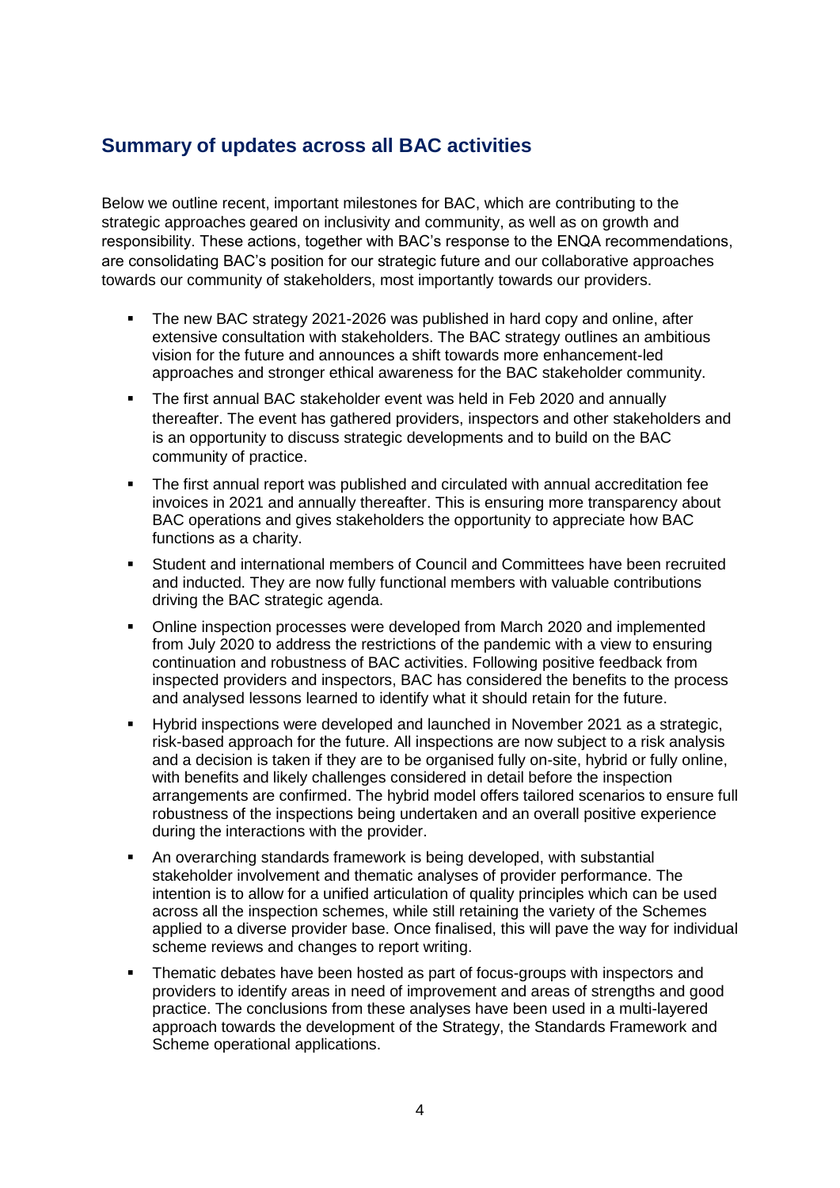## Summary of updates across all BAC activities

Below we outline recent, important milestones for BAC, which are contributing to the strategic approaches geared on inclusivity and community, as well as on growth and responsibility. These actions, together with BAC's response to the ENQA recommendations, are consolidating BAC's position for our strategic future and our collaborative approaches towards our community of stakeholders, most importantly towards our providers.

- The new BAC strategy 2021-2026 was published in hard copy and online, after extensive consultation with stakeholders. The BAC strategy outlines an ambitious vision for the future and announces a shift towards more enhancement-led approaches and stronger ethical awareness for the BAC stakeholder community.
- The first annual BAC stakeholder event was held in Feb 2020 and annually thereafter. The event has gathered providers, inspectors and other stakeholders and is an opportunity to discuss strategic developments and to build on the BAC community of practice.
- The first annual report was published and circulated with annual accreditation fee invoices in 2021 and annually thereafter. This is ensuring more transparency about BAC operations and gives stakeholders the opportunity to appreciate how BAC functions as a charity.
- Student and international members of Council and Committees have been recruited and inducted. They are now fully functional members with valuable contributions driving the BAC strategic agenda.
- Online inspection processes were developed from March 2020 and implemented from July 2020 to address the restrictions of the pandemic with a view to ensuring continuation and robustness of BAC activities. Following positive feedback from inspected providers and inspectors, BAC has considered the benefits to the process and analysed lessons learned to identify what it should retain for the future.
- Hybrid inspections were developed and launched in November 2021 as a strategic, risk-based approach for the future. All inspections are now subject to a risk analysis and a decision is taken if they are to be organised fully on-site, hybrid or fully online, with benefits and likely challenges considered in detail before the inspection arrangements are confirmed. The hybrid model offers tailored scenarios to ensure full robustness of the inspections being undertaken and an overall positive experience during the interactions with the provider.
- An overarching standards framework is being developed, with substantial stakeholder involvement and thematic analyses of provider performance. The intention is to allow for a unified articulation of quality principles which can be used across all the inspection schemes, while still retaining the variety of the Schemes applied to a diverse provider base. Once finalised, this will pave the way for individual scheme reviews and changes to report writing.
- Thematic debates have been hosted as part of focus-groups with inspectors and providers to identify areas in need of improvement and areas of strengths and good practice. The conclusions from these analyses have been used in a multi-layered approach towards the development of the Strategy, the Standards Framework and Scheme operational applications.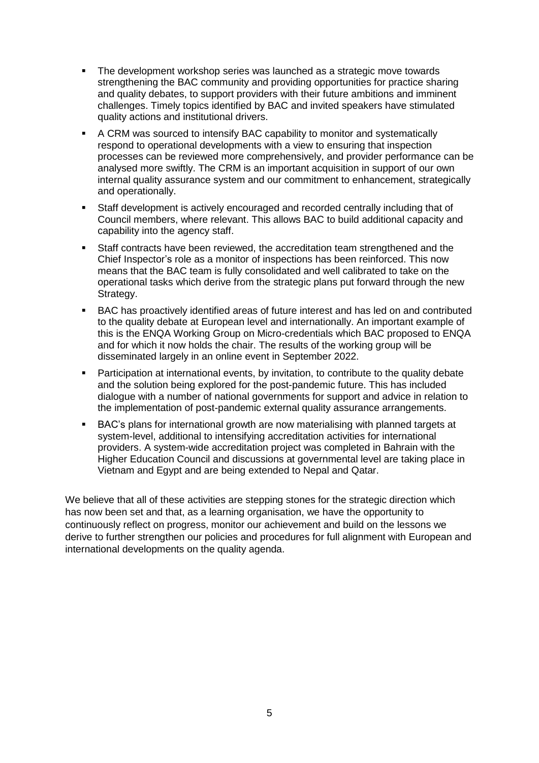- The development workshop series was launched as a strategic move towards strengthening the BAC community and providing opportunities for practice sharing and quality debates, to support providers with their future ambitions and imminent challenges. Timely topics identified by BAC and invited speakers have stimulated quality actions and institutional drivers.
- A CRM was sourced to intensify BAC capability to monitor and systematically respond to operational developments with a view to ensuring that inspection processes can be reviewed more comprehensively, and provider performance can be analysed more swiftly. The CRM is an important acquisition in support of our own internal quality assurance system and our commitment to enhancement, strategically and operationally.
- Staff development is actively encouraged and recorded centrally including that of Council members, where relevant. This allows BAC to build additional capacity and capability into the agency staff.
- Staff contracts have been reviewed, the accreditation team strengthened and the Chief Inspector's role as a monitor of inspections has been reinforced. This now means that the BAC team is fully consolidated and well calibrated to take on the operational tasks which derive from the strategic plans put forward through the new Strategy.
- BAC has proactively identified areas of future interest and has led on and contributed to the quality debate at European level and internationally. An important example of this is the ENQA Working Group on Micro-credentials which BAC proposed to ENQA and for which it now holds the chair. The results of the working group will be disseminated largely in an online event in September 2022.
- Participation at international events, by invitation, to contribute to the quality debate and the solution being explored for the post-pandemic future. This has included dialogue with a number of national governments for support and advice in relation to the implementation of post-pandemic external quality assurance arrangements.
- BAC's plans for international growth are now materialising with planned targets at system-level, additional to intensifying accreditation activities for international providers. A system-wide accreditation project was completed in Bahrain with the Higher Education Council and discussions at governmental level are taking place in Vietnam and Egypt and are being extended to Nepal and Qatar.

We believe that all of these activities are stepping stones for the strategic direction which has now been set and that, as a learning organisation, we have the opportunity to continuously reflect on progress, monitor our achievement and build on the lessons we derive to further strengthen our policies and procedures for full alignment with European and international developments on the quality agenda.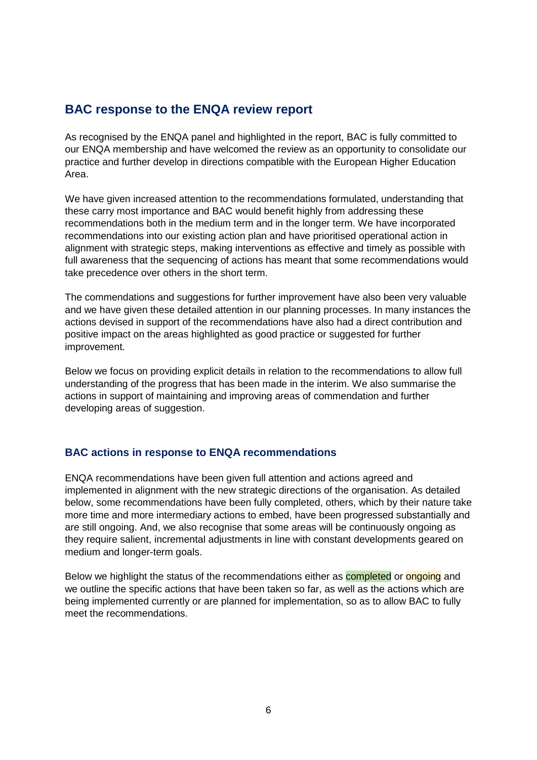## BAC response to the ENQA review report

As recognised by the ENQA panel and highlighted in the report, BAC is fully committed to our ENQA membership and have welcomed the review as an opportunity to consolidate our practice and further develop in directions compatible with the European Higher Education Area.

We have given increased attention to the recommendations formulated, understanding that these carry most importance and BAC would benefit highly from addressing these recommendations both in the medium term and in the longer term. We have incorporated recommendations into our existing action plan and have prioritised operational action in alignment with strategic steps, making interventions as effective and timely as possible with full awareness that the sequencing of actions has meant that some recommendations would take precedence over others in the short term.

The commendations and suggestions for further improvement have also been very valuable and we have given these detailed attention in our planning processes. In many instances the actions devised in support of the recommendations have also had a direct contribution and positive impact on the areas highlighted as good practice or suggested for further improvement.

Below we focus on providing explicit details in relation to the recommendations to allow full understanding of the progress that has been made in the interim. We also summarise the actions in support of maintaining and improving areas of commendation and further developing areas of suggestion.

### BAC actions in response to ENQA recommendations

ENQA recommendations have been given full attention and actions agreed and implemented in alignment with the new strategic directions of the organisation. As detailed below, some recommendations have been fully completed, others, which by their nature take more time and more intermediary actions to embed, have been progressed substantially and are still ongoing. And, we also recognise that some areas will be continuously ongoing as they require salient, incremental adjustments in line with constant developments geared on medium and longer-term goals.

Below we highlight the status of the recommendations either as completed or ongoing and we outline the specific actions that have been taken so far, as well as the actions which are being implemented currently or are planned for implementation, so as to allow BAC to fully meet the recommendations.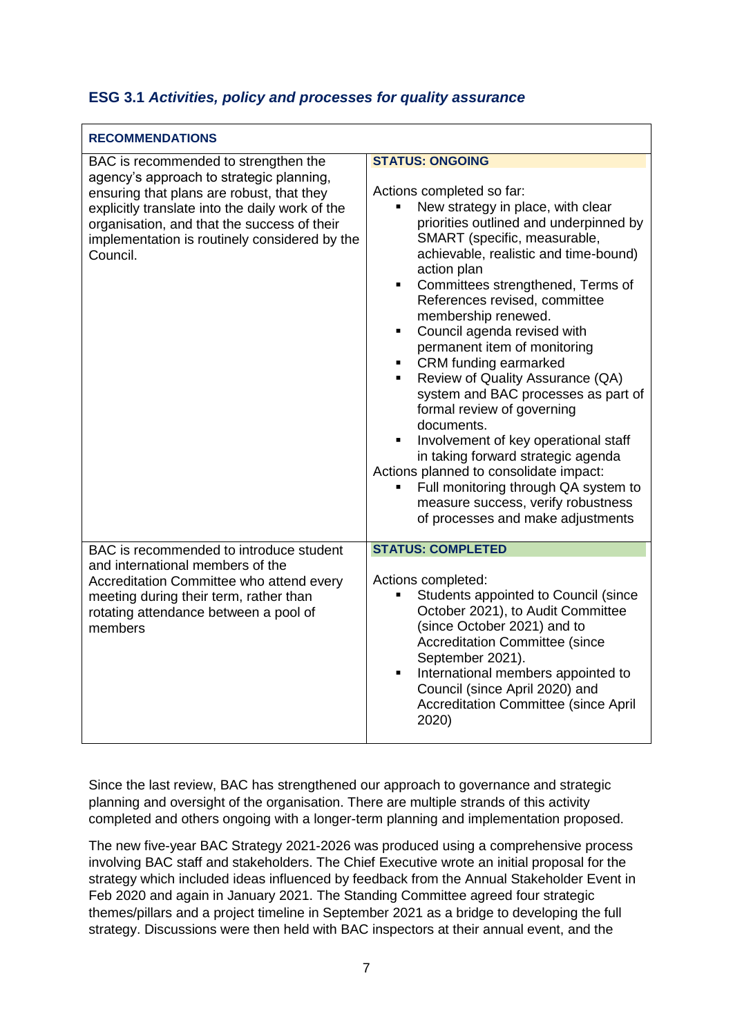### **ESG 3.1** ***Activities, policy and processes for quality assurance***

| **RECOMMENDATIONS** | |
|---|---|
| BAC is recommended to strengthen the agency's approach to strategic planning, ensuring that plans are robust, that they explicitly translate into the daily work of the organisation, and that the success of their implementation is routinely considered by the Council. | **STATUS: ONGOING**<br><br>Actions completed so far:<br>▪ New strategy in place, with clear priorities outlined and underpinned by SMART (specific, measurable, achievable, realistic and time-bound) action plan<br>▪ Committees strengthened, Terms of References revised, committee membership renewed.<br>▪ Council agenda revised with permanent item of monitoring<br>▪ CRM funding earmarked<br>▪ Review of Quality Assurance (QA) system and BAC processes as part of formal review of governing documents.<br>▪ Involvement of key operational staff in taking forward strategic agenda<br><br>Actions planned to consolidate impact:<br>▪ Full monitoring through QA system to measure success, verify robustness of processes and make adjustments |
| BAC is recommended to introduce student and international members of the Accreditation Committee who attend every meeting during their term, rather than rotating attendance between a pool of members | **STATUS: COMPLETED**<br><br>Actions completed:<br>▪ Students appointed to Council (since October 2021), to Audit Committee (since October 2021) and to Accreditation Committee (since September 2021).<br>▪ International members appointed to Council (since April 2020) and Accreditation Committee (since April 2020) |

Since the last review, BAC has strengthened our approach to governance and strategic planning and oversight of the organisation. There are multiple strands of this activity completed and others ongoing with a longer-term planning and implementation proposed.

The new five-year BAC Strategy 2021-2026 was produced using a comprehensive process involving BAC staff and stakeholders. The Chief Executive wrote an initial proposal for the strategy which included ideas influenced by feedback from the Annual Stakeholder Event in Feb 2020 and again in January 2021. The Standing Committee agreed four strategic themes/pillars and a project timeline in September 2021 as a bridge to developing the full strategy. Discussions were then held with BAC inspectors at their annual event, and the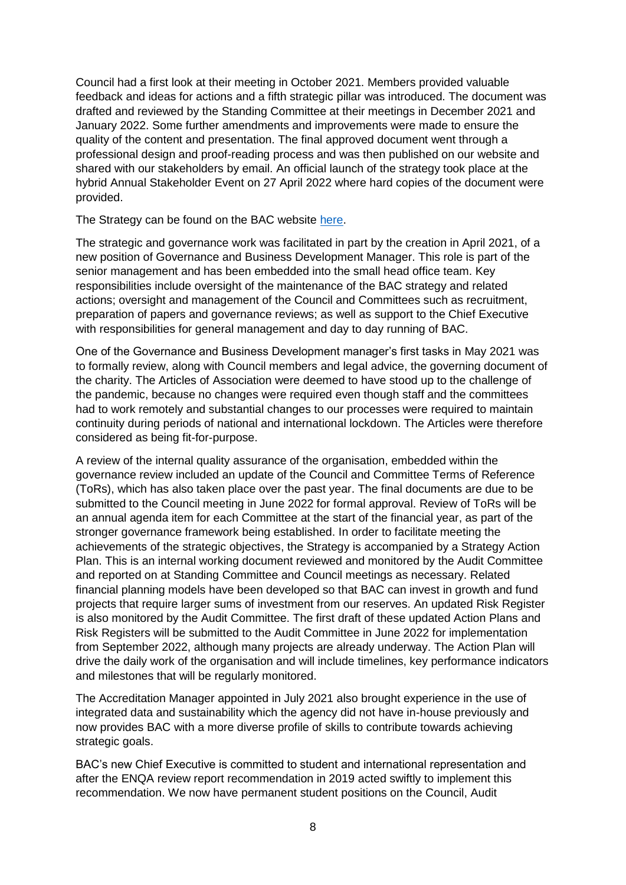Council had a first look at their meeting in October 2021. Members provided valuable feedback and ideas for actions and a fifth strategic pillar was introduced. The document was drafted and reviewed by the Standing Committee at their meetings in December 2021 and January 2022. Some further amendments and improvements were made to ensure the quality of the content and presentation. The final approved document went through a professional design and proof-reading process and was then published on our website and shared with our stakeholders by email. An official launch of the strategy took place at the hybrid Annual Stakeholder Event on 27 April 2022 where hard copies of the document were provided.

The Strategy can be found on the BAC website here.

The strategic and governance work was facilitated in part by the creation in April 2021, of a new position of Governance and Business Development Manager. This role is part of the senior management and has been embedded into the small head office team. Key responsibilities include oversight of the maintenance of the BAC strategy and related actions; oversight and management of the Council and Committees such as recruitment, preparation of papers and governance reviews; as well as support to the Chief Executive with responsibilities for general management and day to day running of BAC.

One of the Governance and Business Development manager's first tasks in May 2021 was to formally review, along with Council members and legal advice, the governing document of the charity. The Articles of Association were deemed to have stood up to the challenge of the pandemic, because no changes were required even though staff and the committees had to work remotely and substantial changes to our processes were required to maintain continuity during periods of national and international lockdown. The Articles were therefore considered as being fit-for-purpose.

A review of the internal quality assurance of the organisation, embedded within the governance review included an update of the Council and Committee Terms of Reference (ToRs), which has also taken place over the past year. The final documents are due to be submitted to the Council meeting in June 2022 for formal approval. Review of ToRs will be an annual agenda item for each Committee at the start of the financial year, as part of the stronger governance framework being established. In order to facilitate meeting the achievements of the strategic objectives, the Strategy is accompanied by a Strategy Action Plan. This is an internal working document reviewed and monitored by the Audit Committee and reported on at Standing Committee and Council meetings as necessary. Related financial planning models have been developed so that BAC can invest in growth and fund projects that require larger sums of investment from our reserves. An updated Risk Register is also monitored by the Audit Committee. The first draft of these updated Action Plans and Risk Registers will be submitted to the Audit Committee in June 2022 for implementation from September 2022, although many projects are already underway. The Action Plan will drive the daily work of the organisation and will include timelines, key performance indicators and milestones that will be regularly monitored.

The Accreditation Manager appointed in July 2021 also brought experience in the use of integrated data and sustainability which the agency did not have in-house previously and now provides BAC with a more diverse profile of skills to contribute towards achieving strategic goals.

BAC's new Chief Executive is committed to student and international representation and after the ENQA review report recommendation in 2019 acted swiftly to implement this recommendation. We now have permanent student positions on the Council, Audit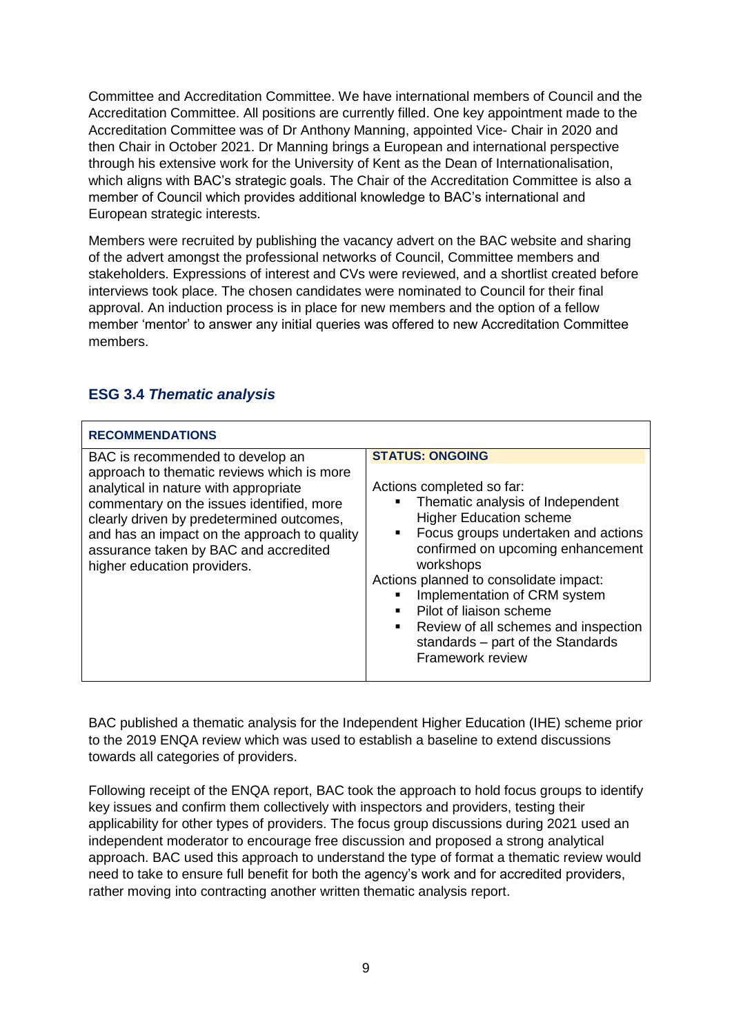Committee and Accreditation Committee. We have international members of Council and the Accreditation Committee. All positions are currently filled. One key appointment made to the Accreditation Committee was of Dr Anthony Manning, appointed Vice- Chair in 2020 and then Chair in October 2021. Dr Manning brings a European and international perspective through his extensive work for the University of Kent as the Dean of Internationalisation, which aligns with BAC's strategic goals. The Chair of the Accreditation Committee is also a member of Council which provides additional knowledge to BAC's international and European strategic interests.

Members were recruited by publishing the vacancy advert on the BAC website and sharing of the advert amongst the professional networks of Council, Committee members and stakeholders. Expressions of interest and CVs were reviewed, and a shortlist created before interviews took place. The chosen candidates were nominated to Council for their final approval. An induction process is in place for new members and the option of a fellow member 'mentor' to answer any initial queries was offered to new Accreditation Committee members.

## ESG 3.4 *Thematic analysis*

| **RECOMMENDATIONS** | |
|---|---|
| BAC is recommended to develop an approach to thematic reviews which is more analytical in nature with appropriate commentary on the issues identified, more clearly driven by predetermined outcomes, and has an impact on the approach to quality assurance taken by BAC and accredited higher education providers. | **STATUS: ONGOING**<br><br>Actions completed so far:<br>▪ Thematic analysis of Independent Higher Education scheme<br>▪ Focus groups undertaken and actions confirmed on upcoming enhancement workshops<br>Actions planned to consolidate impact:<br>▪ Implementation of CRM system<br>▪ Pilot of liaison scheme<br>▪ Review of all schemes and inspection standards – part of the Standards Framework review |

BAC published a thematic analysis for the Independent Higher Education (IHE) scheme prior to the 2019 ENQA review which was used to establish a baseline to extend discussions towards all categories of providers.

Following receipt of the ENQA report, BAC took the approach to hold focus groups to identify key issues and confirm them collectively with inspectors and providers, testing their applicability for other types of providers. The focus group discussions during 2021 used an independent moderator to encourage free discussion and proposed a strong analytical approach. BAC used this approach to understand the type of format a thematic review would need to take to ensure full benefit for both the agency's work and for accredited providers, rather moving into contracting another written thematic analysis report.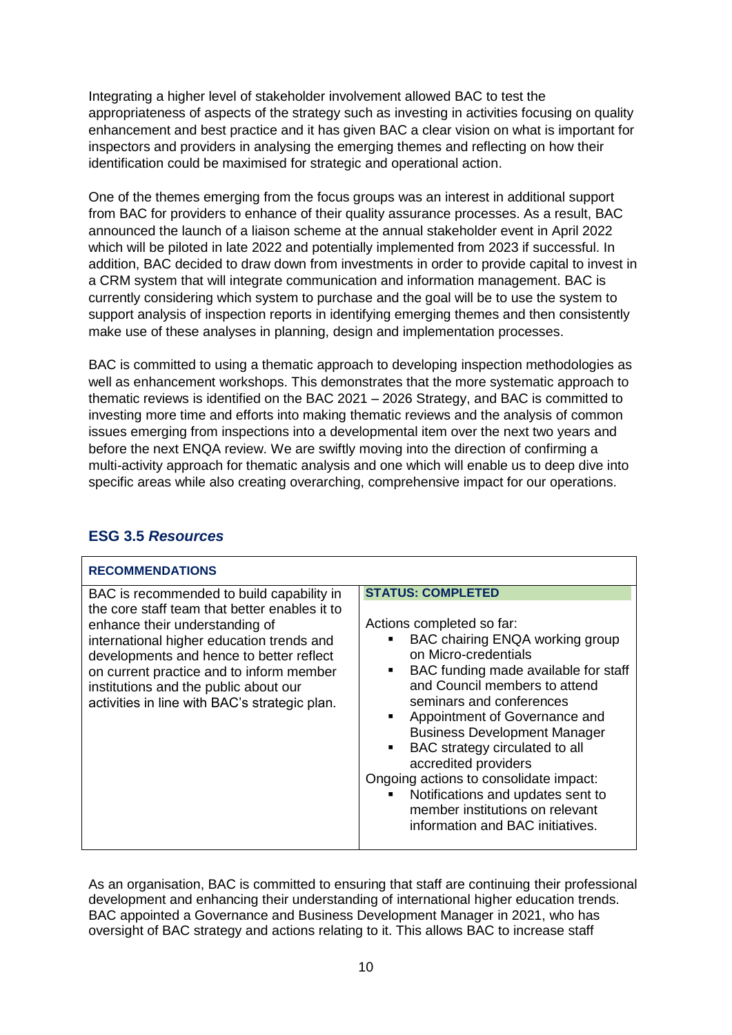Integrating a higher level of stakeholder involvement allowed BAC to test the appropriateness of aspects of the strategy such as investing in activities focusing on quality enhancement and best practice and it has given BAC a clear vision on what is important for inspectors and providers in analysing the emerging themes and reflecting on how their identification could be maximised for strategic and operational action.

One of the themes emerging from the focus groups was an interest in additional support from BAC for providers to enhance of their quality assurance processes. As a result, BAC announced the launch of a liaison scheme at the annual stakeholder event in April 2022 which will be piloted in late 2022 and potentially implemented from 2023 if successful. In addition, BAC decided to draw down from investments in order to provide capital to invest in a CRM system that will integrate communication and information management. BAC is currently considering which system to purchase and the goal will be to use the system to support analysis of inspection reports in identifying emerging themes and then consistently make use of these analyses in planning, design and implementation processes.

BAC is committed to using a thematic approach to developing inspection methodologies as well as enhancement workshops. This demonstrates that the more systematic approach to thematic reviews is identified on the BAC 2021 – 2026 Strategy, and BAC is committed to investing more time and efforts into making thematic reviews and the analysis of common issues emerging from inspections into a developmental item over the next two years and before the next ENQA review. We are swiftly moving into the direction of confirming a multi-activity approach for thematic analysis and one which will enable us to deep dive into specific areas while also creating overarching, comprehensive impact for our operations.

## ESG 3.5 *Resources*

| **RECOMMENDATIONS** | |
|---|---|
| BAC is recommended to build capability in the core staff team that better enables it to enhance their understanding of international higher education trends and developments and hence to better reflect on current practice and to inform member institutions and the public about our activities in line with BAC's strategic plan. | **STATUS: COMPLETED**<br><br>Actions completed so far:<br>▪ BAC chairing ENQA working group on Micro-credentials<br>▪ BAC funding made available for staff and Council members to attend seminars and conferences<br>▪ Appointment of Governance and Business Development Manager<br>▪ BAC strategy circulated to all accredited providers<br>Ongoing actions to consolidate impact:<br>▪ Notifications and updates sent to member institutions on relevant information and BAC initiatives. |

As an organisation, BAC is committed to ensuring that staff are continuing their professional development and enhancing their understanding of international higher education trends. BAC appointed a Governance and Business Development Manager in 2021, who has oversight of BAC strategy and actions relating to it. This allows BAC to increase staff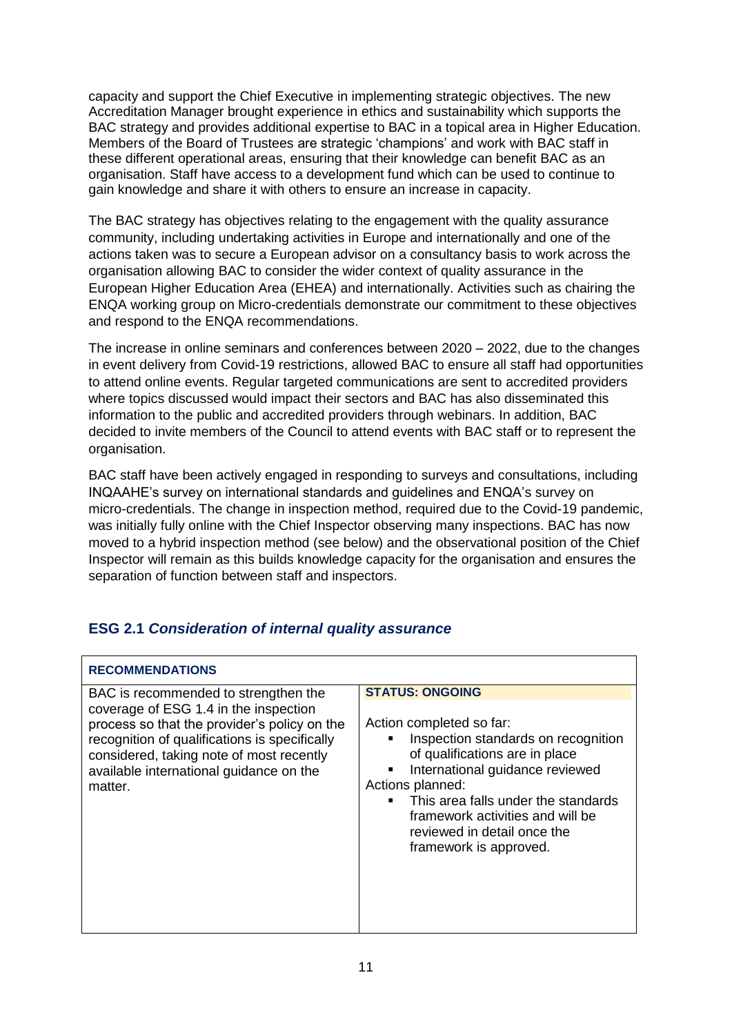capacity and support the Chief Executive in implementing strategic objectives. The new Accreditation Manager brought experience in ethics and sustainability which supports the BAC strategy and provides additional expertise to BAC in a topical area in Higher Education. Members of the Board of Trustees are strategic 'champions' and work with BAC staff in these different operational areas, ensuring that their knowledge can benefit BAC as an organisation. Staff have access to a development fund which can be used to continue to gain knowledge and share it with others to ensure an increase in capacity.

The BAC strategy has objectives relating to the engagement with the quality assurance community, including undertaking activities in Europe and internationally and one of the actions taken was to secure a European advisor on a consultancy basis to work across the organisation allowing BAC to consider the wider context of quality assurance in the European Higher Education Area (EHEA) and internationally. Activities such as chairing the ENQA working group on Micro-credentials demonstrate our commitment to these objectives and respond to the ENQA recommendations.

The increase in online seminars and conferences between 2020 – 2022, due to the changes in event delivery from Covid-19 restrictions, allowed BAC to ensure all staff had opportunities to attend online events. Regular targeted communications are sent to accredited providers where topics discussed would impact their sectors and BAC has also disseminated this information to the public and accredited providers through webinars. In addition, BAC decided to invite members of the Council to attend events with BAC staff or to represent the organisation.

BAC staff have been actively engaged in responding to surveys and consultations, including INQAAHE's survey on international standards and guidelines and ENQA's survey on micro-credentials. The change in inspection method, required due to the Covid-19 pandemic, was initially fully online with the Chief Inspector observing many inspections. BAC has now moved to a hybrid inspection method (see below) and the observational position of the Chief Inspector will remain as this builds knowledge capacity for the organisation and ensures the separation of function between staff and inspectors.

## ESG 2.1 *Consideration of internal quality assurance*

| **RECOMMENDATIONS** | |
|---|---|
| BAC is recommended to strengthen the coverage of ESG 1.4 in the inspection process so that the provider's policy on the recognition of qualifications is specifically considered, taking note of most recently available international guidance on the matter. | **STATUS: ONGOING**<br><br>Action completed so far:<br>▪ Inspection standards on recognition of qualifications are in place<br>▪ International guidance reviewed<br><br>Actions planned:<br>▪ This area falls under the standards framework activities and will be reviewed in detail once the framework is approved. |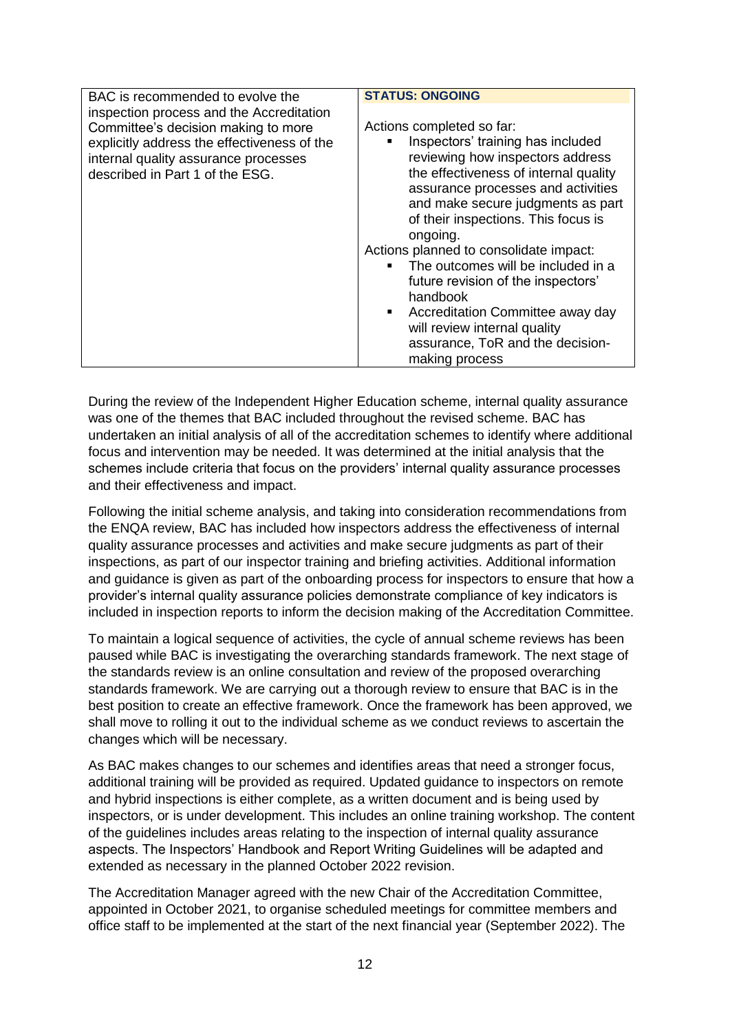| BAC is recommended to evolve the inspection process and the Accreditation Committee's decision making to more explicitly address the effectiveness of the internal quality assurance processes described in Part 1 of the ESG. | **STATUS: ONGOING**<br><br>Actions completed so far:<br>▪ Inspectors' training has included reviewing how inspectors address the effectiveness of internal quality assurance processes and activities and make secure judgments as part of their inspections. This focus is ongoing.<br>Actions planned to consolidate impact:<br>▪ The outcomes will be included in a future revision of the inspectors' handbook<br>▪ Accreditation Committee away day will review internal quality assurance, ToR and the decision-making process |
|---|---|

During the review of the Independent Higher Education scheme, internal quality assurance was one of the themes that BAC included throughout the revised scheme. BAC has undertaken an initial analysis of all of the accreditation schemes to identify where additional focus and intervention may be needed. It was determined at the initial analysis that the schemes include criteria that focus on the providers' internal quality assurance processes and their effectiveness and impact.

Following the initial scheme analysis, and taking into consideration recommendations from the ENQA review, BAC has included how inspectors address the effectiveness of internal quality assurance processes and activities and make secure judgments as part of their inspections, as part of our inspector training and briefing activities. Additional information and guidance is given as part of the onboarding process for inspectors to ensure that how a provider's internal quality assurance policies demonstrate compliance of key indicators is included in inspection reports to inform the decision making of the Accreditation Committee.

To maintain a logical sequence of activities, the cycle of annual scheme reviews has been paused while BAC is investigating the overarching standards framework. The next stage of the standards review is an online consultation and review of the proposed overarching standards framework. We are carrying out a thorough review to ensure that BAC is in the best position to create an effective framework. Once the framework has been approved, we shall move to rolling it out to the individual scheme as we conduct reviews to ascertain the changes which will be necessary.

As BAC makes changes to our schemes and identifies areas that need a stronger focus, additional training will be provided as required. Updated guidance to inspectors on remote and hybrid inspections is either complete, as a written document and is being used by inspectors, or is under development. This includes an online training workshop. The content of the guidelines includes areas relating to the inspection of internal quality assurance aspects. The Inspectors' Handbook and Report Writing Guidelines will be adapted and extended as necessary in the planned October 2022 revision.

The Accreditation Manager agreed with the new Chair of the Accreditation Committee, appointed in October 2021, to organise scheduled meetings for committee members and office staff to be implemented at the start of the next financial year (September 2022). The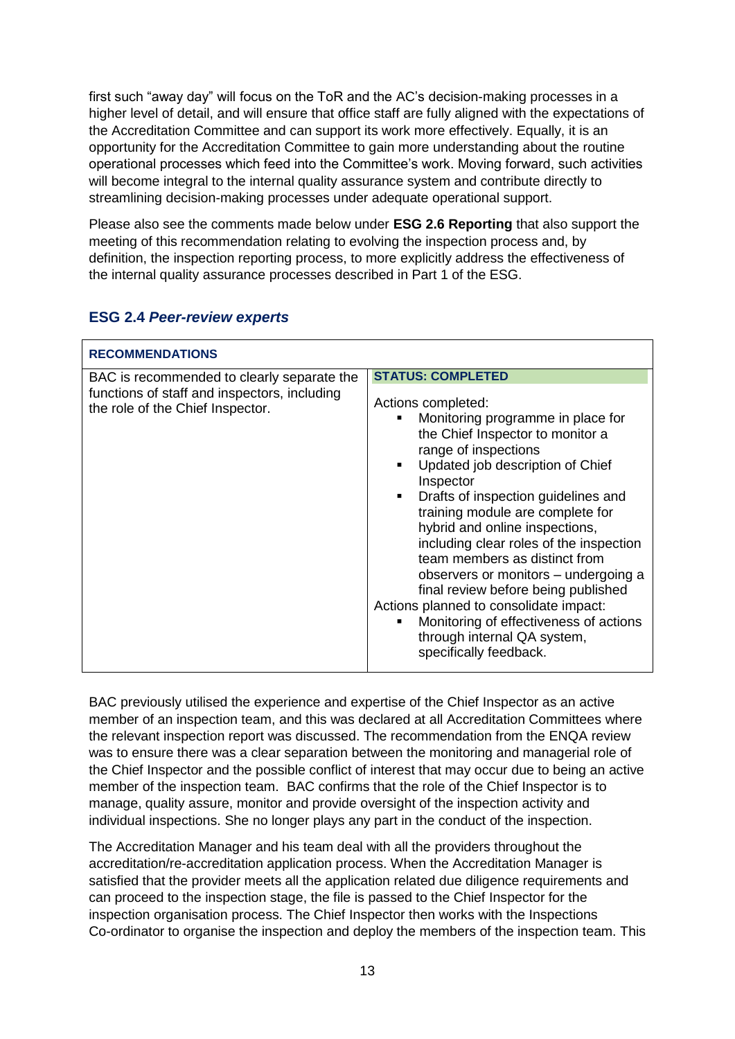first such "away day" will focus on the ToR and the AC's decision-making processes in a higher level of detail, and will ensure that office staff are fully aligned with the expectations of the Accreditation Committee and can support its work more effectively. Equally, it is an opportunity for the Accreditation Committee to gain more understanding about the routine operational processes which feed into the Committee's work. Moving forward, such activities will become integral to the internal quality assurance system and contribute directly to streamlining decision-making processes under adequate operational support.

Please also see the comments made below under **ESG 2.6 Reporting** that also support the meeting of this recommendation relating to evolving the inspection process and, by definition, the inspection reporting process, to more explicitly address the effectiveness of the internal quality assurance processes described in Part 1 of the ESG.

## ESG 2.4 *Peer-review experts*

| **RECOMMENDATIONS** | |
|---|---|
| BAC is recommended to clearly separate the functions of staff and inspectors, including the role of the Chief Inspector. | **STATUS: COMPLETED**<br><br>Actions completed:<br>▪ Monitoring programme in place for the Chief Inspector to monitor a range of inspections<br>▪ Updated job description of Chief Inspector<br>▪ Drafts of inspection guidelines and training module are complete for hybrid and online inspections, including clear roles of the inspection team members as distinct from observers or monitors – undergoing a final review before being published<br>Actions planned to consolidate impact:<br>▪ Monitoring of effectiveness of actions through internal QA system, specifically feedback. |

BAC previously utilised the experience and expertise of the Chief Inspector as an active member of an inspection team, and this was declared at all Accreditation Committees where the relevant inspection report was discussed. The recommendation from the ENQA review was to ensure there was a clear separation between the monitoring and managerial role of the Chief Inspector and the possible conflict of interest that may occur due to being an active member of the inspection team. BAC confirms that the role of the Chief Inspector is to manage, quality assure, monitor and provide oversight of the inspection activity and individual inspections. She no longer plays any part in the conduct of the inspection.

The Accreditation Manager and his team deal with all the providers throughout the accreditation/re-accreditation application process. When the Accreditation Manager is satisfied that the provider meets all the application related due diligence requirements and can proceed to the inspection stage, the file is passed to the Chief Inspector for the inspection organisation process. The Chief Inspector then works with the Inspections Co-ordinator to organise the inspection and deploy the members of the inspection team. This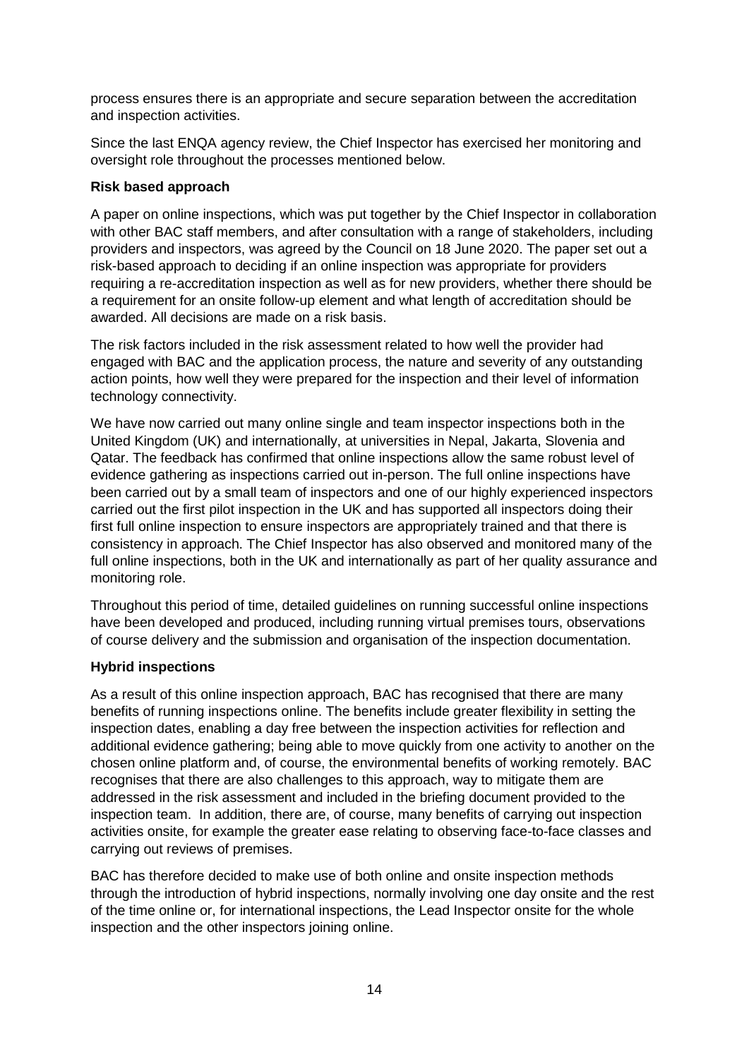process ensures there is an appropriate and secure separation between the accreditation and inspection activities.

Since the last ENQA agency review, the Chief Inspector has exercised her monitoring and oversight role throughout the processes mentioned below.

**Risk based approach**

A paper on online inspections, which was put together by the Chief Inspector in collaboration with other BAC staff members, and after consultation with a range of stakeholders, including providers and inspectors, was agreed by the Council on 18 June 2020. The paper set out a risk-based approach to deciding if an online inspection was appropriate for providers requiring a re-accreditation inspection as well as for new providers, whether there should be a requirement for an onsite follow-up element and what length of accreditation should be awarded. All decisions are made on a risk basis.

The risk factors included in the risk assessment related to how well the provider had engaged with BAC and the application process, the nature and severity of any outstanding action points, how well they were prepared for the inspection and their level of information technology connectivity.

We have now carried out many online single and team inspector inspections both in the United Kingdom (UK) and internationally, at universities in Nepal, Jakarta, Slovenia and Qatar. The feedback has confirmed that online inspections allow the same robust level of evidence gathering as inspections carried out in-person. The full online inspections have been carried out by a small team of inspectors and one of our highly experienced inspectors carried out the first pilot inspection in the UK and has supported all inspectors doing their first full online inspection to ensure inspectors are appropriately trained and that there is consistency in approach. The Chief Inspector has also observed and monitored many of the full online inspections, both in the UK and internationally as part of her quality assurance and monitoring role.

Throughout this period of time, detailed guidelines on running successful online inspections have been developed and produced, including running virtual premises tours, observations of course delivery and the submission and organisation of the inspection documentation.

**Hybrid inspections**

As a result of this online inspection approach, BAC has recognised that there are many benefits of running inspections online. The benefits include greater flexibility in setting the inspection dates, enabling a day free between the inspection activities for reflection and additional evidence gathering; being able to move quickly from one activity to another on the chosen online platform and, of course, the environmental benefits of working remotely. BAC recognises that there are also challenges to this approach, way to mitigate them are addressed in the risk assessment and included in the briefing document provided to the inspection team. In addition, there are, of course, many benefits of carrying out inspection activities onsite, for example the greater ease relating to observing face-to-face classes and carrying out reviews of premises.

BAC has therefore decided to make use of both online and onsite inspection methods through the introduction of hybrid inspections, normally involving one day onsite and the rest of the time online or, for international inspections, the Lead Inspector onsite for the whole inspection and the other inspectors joining online.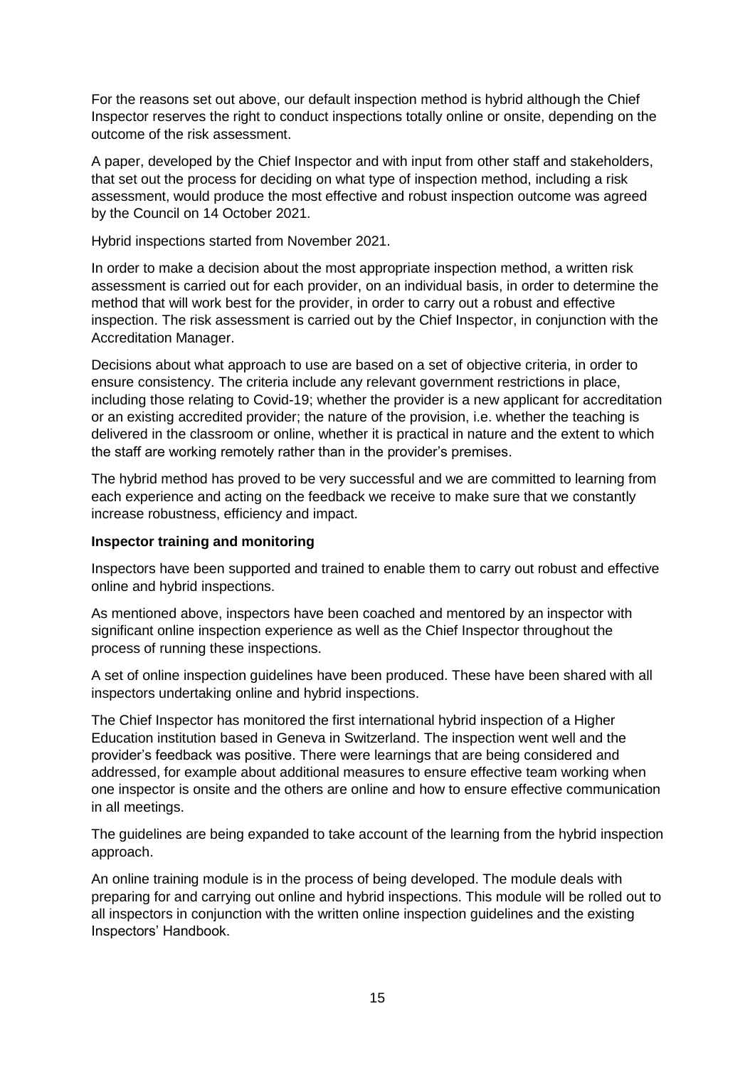For the reasons set out above, our default inspection method is hybrid although the Chief Inspector reserves the right to conduct inspections totally online or onsite, depending on the outcome of the risk assessment.

A paper, developed by the Chief Inspector and with input from other staff and stakeholders, that set out the process for deciding on what type of inspection method, including a risk assessment, would produce the most effective and robust inspection outcome was agreed by the Council on 14 October 2021.

Hybrid inspections started from November 2021.

In order to make a decision about the most appropriate inspection method, a written risk assessment is carried out for each provider, on an individual basis, in order to determine the method that will work best for the provider, in order to carry out a robust and effective inspection. The risk assessment is carried out by the Chief Inspector, in conjunction with the Accreditation Manager.

Decisions about what approach to use are based on a set of objective criteria, in order to ensure consistency. The criteria include any relevant government restrictions in place, including those relating to Covid-19; whether the provider is a new applicant for accreditation or an existing accredited provider; the nature of the provision, i.e. whether the teaching is delivered in the classroom or online, whether it is practical in nature and the extent to which the staff are working remotely rather than in the provider's premises.

The hybrid method has proved to be very successful and we are committed to learning from each experience and acting on the feedback we receive to make sure that we constantly increase robustness, efficiency and impact.

**Inspector training and monitoring**

Inspectors have been supported and trained to enable them to carry out robust and effective online and hybrid inspections.

As mentioned above, inspectors have been coached and mentored by an inspector with significant online inspection experience as well as the Chief Inspector throughout the process of running these inspections.

A set of online inspection guidelines have been produced. These have been shared with all inspectors undertaking online and hybrid inspections.

The Chief Inspector has monitored the first international hybrid inspection of a Higher Education institution based in Geneva in Switzerland. The inspection went well and the provider's feedback was positive. There were learnings that are being considered and addressed, for example about additional measures to ensure effective team working when one inspector is onsite and the others are online and how to ensure effective communication in all meetings.

The guidelines are being expanded to take account of the learning from the hybrid inspection approach.

An online training module is in the process of being developed. The module deals with preparing for and carrying out online and hybrid inspections. This module will be rolled out to all inspectors in conjunction with the written online inspection guidelines and the existing Inspectors' Handbook.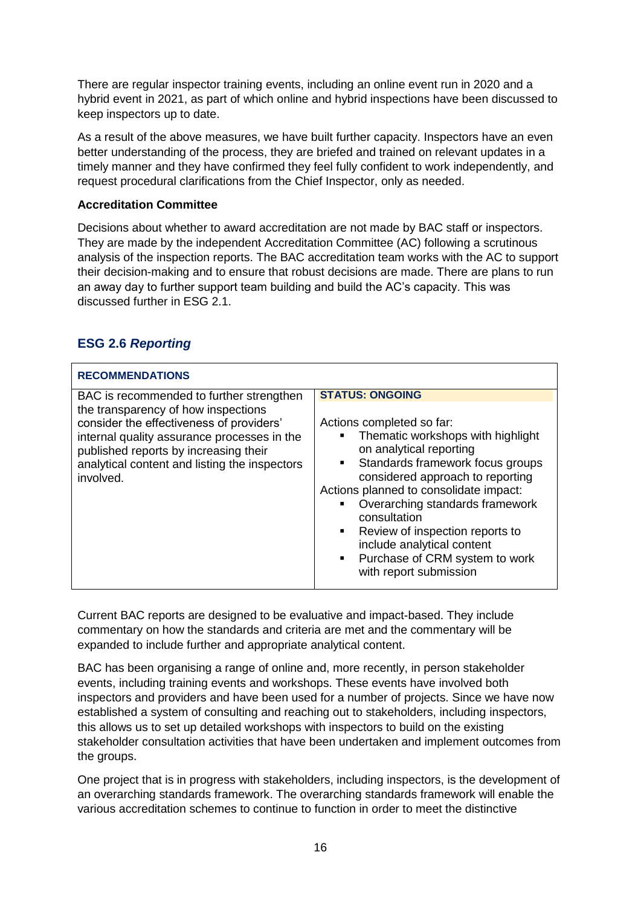There are regular inspector training events, including an online event run in 2020 and a hybrid event in 2021, as part of which online and hybrid inspections have been discussed to keep inspectors up to date.

As a result of the above measures, we have built further capacity. Inspectors have an even better understanding of the process, they are briefed and trained on relevant updates in a timely manner and they have confirmed they feel fully confident to work independently, and request procedural clarifications from the Chief Inspector, only as needed.

**Accreditation Committee**

Decisions about whether to award accreditation are not made by BAC staff or inspectors. They are made by the independent Accreditation Committee (AC) following a scrutinous analysis of the inspection reports. The BAC accreditation team works with the AC to support their decision-making and to ensure that robust decisions are made. There are plans to run an away day to further support team building and build the AC's capacity. This was discussed further in ESG 2.1.

## ESG 2.6 *Reporting*

| **RECOMMENDATIONS** | |
|---|---|
| BAC is recommended to further strengthen the transparency of how inspections consider the effectiveness of providers' internal quality assurance processes in the published reports by increasing their analytical content and listing the inspectors involved. | **STATUS: ONGOING**<br><br>Actions completed so far:<br>▪ Thematic workshops with highlight on analytical reporting<br>▪ Standards framework focus groups considered approach to reporting<br>Actions planned to consolidate impact:<br>▪ Overarching standards framework consultation<br>▪ Review of inspection reports to include analytical content<br>▪ Purchase of CRM system to work with report submission |

Current BAC reports are designed to be evaluative and impact-based. They include commentary on how the standards and criteria are met and the commentary will be expanded to include further and appropriate analytical content.

BAC has been organising a range of online and, more recently, in person stakeholder events, including training events and workshops. These events have involved both inspectors and providers and have been used for a number of projects. Since we have now established a system of consulting and reaching out to stakeholders, including inspectors, this allows us to set up detailed workshops with inspectors to build on the existing stakeholder consultation activities that have been undertaken and implement outcomes from the groups.

One project that is in progress with stakeholders, including inspectors, is the development of an overarching standards framework. The overarching standards framework will enable the various accreditation schemes to continue to function in order to meet the distinctive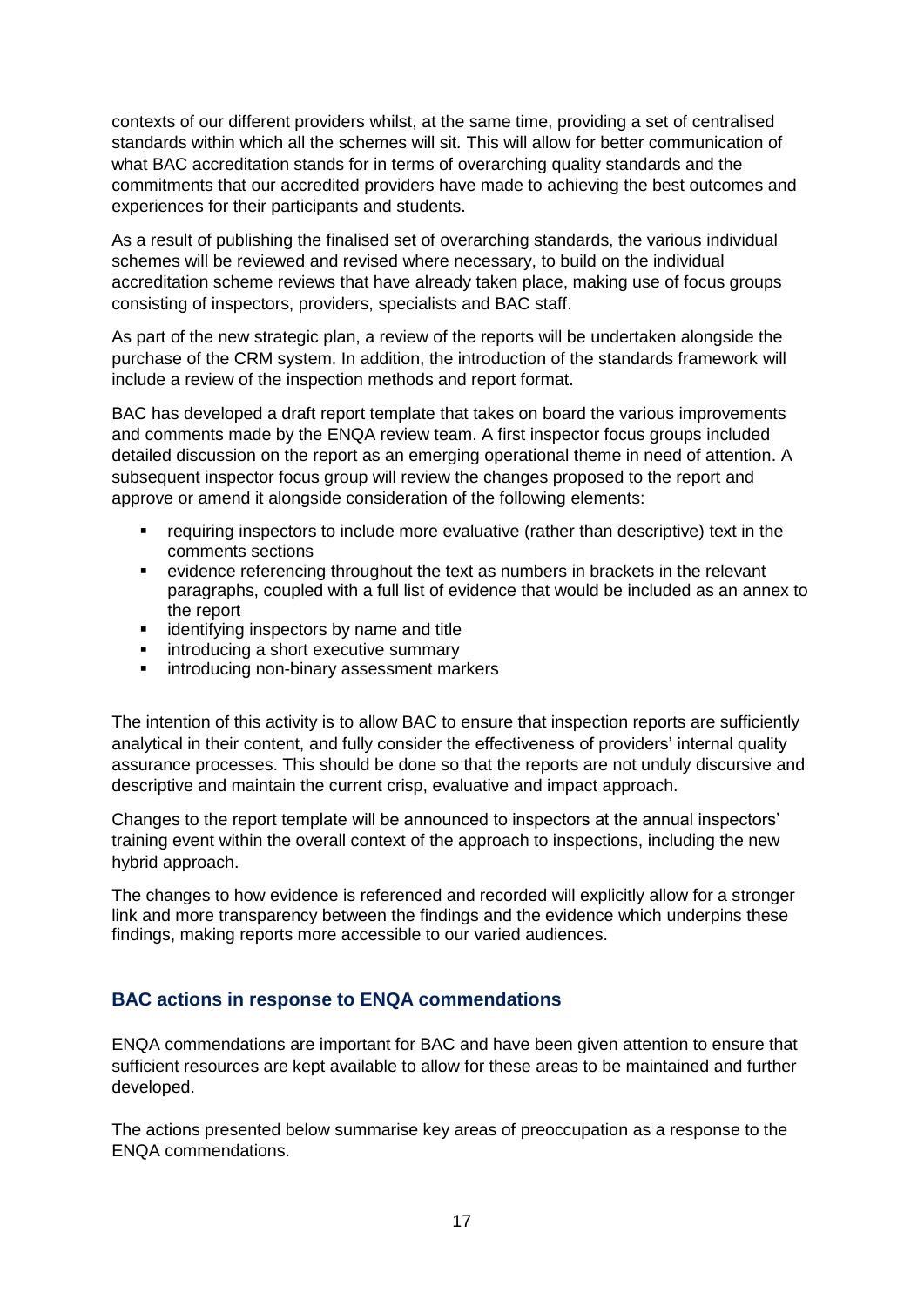contexts of our different providers whilst, at the same time, providing a set of centralised standards within which all the schemes will sit. This will allow for better communication of what BAC accreditation stands for in terms of overarching quality standards and the commitments that our accredited providers have made to achieving the best outcomes and experiences for their participants and students.

As a result of publishing the finalised set of overarching standards, the various individual schemes will be reviewed and revised where necessary, to build on the individual accreditation scheme reviews that have already taken place, making use of focus groups consisting of inspectors, providers, specialists and BAC staff.

As part of the new strategic plan, a review of the reports will be undertaken alongside the purchase of the CRM system. In addition, the introduction of the standards framework will include a review of the inspection methods and report format.

BAC has developed a draft report template that takes on board the various improvements and comments made by the ENQA review team. A first inspector focus groups included detailed discussion on the report as an emerging operational theme in need of attention. A subsequent inspector focus group will review the changes proposed to the report and approve or amend it alongside consideration of the following elements:

- requiring inspectors to include more evaluative (rather than descriptive) text in the comments sections
- evidence referencing throughout the text as numbers in brackets in the relevant paragraphs, coupled with a full list of evidence that would be included as an annex to the report
- identifying inspectors by name and title
- introducing a short executive summary
- introducing non-binary assessment markers

The intention of this activity is to allow BAC to ensure that inspection reports are sufficiently analytical in their content, and fully consider the effectiveness of providers' internal quality assurance processes. This should be done so that the reports are not unduly discursive and descriptive and maintain the current crisp, evaluative and impact approach.

Changes to the report template will be announced to inspectors at the annual inspectors' training event within the overall context of the approach to inspections, including the new hybrid approach.

The changes to how evidence is referenced and recorded will explicitly allow for a stronger link and more transparency between the findings and the evidence which underpins these findings, making reports more accessible to our varied audiences.

## BAC actions in response to ENQA commendations

ENQA commendations are important for BAC and have been given attention to ensure that sufficient resources are kept available to allow for these areas to be maintained and further developed.

The actions presented below summarise key areas of preoccupation as a response to the ENQA commendations.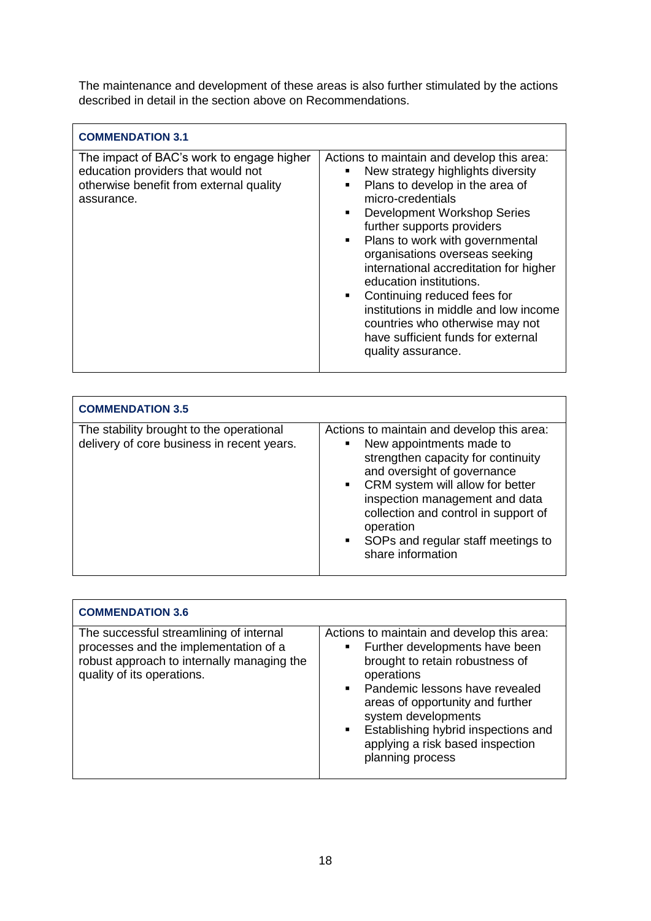The maintenance and development of these areas is also further stimulated by the actions described in detail in the section above on Recommendations.

| **COMMENDATION 3.1** | |
|---|---|
| The impact of BAC's work to engage higher education providers that would not otherwise benefit from external quality assurance. | Actions to maintain and develop this area:<br>▪ New strategy highlights diversity<br>▪ Plans to develop in the area of micro-credentials<br>▪ Development Workshop Series further supports providers<br>▪ Plans to work with governmental organisations overseas seeking international accreditation for higher education institutions.<br>▪ Continuing reduced fees for institutions in middle and low income countries who otherwise may not have sufficient funds for external quality assurance. |

| **COMMENDATION 3.5** | |
|---|---|
| The stability brought to the operational delivery of core business in recent years. | Actions to maintain and develop this area:<br>▪ New appointments made to strengthen capacity for continuity and oversight of governance<br>▪ CRM system will allow for better inspection management and data collection and control in support of operation<br>▪ SOPs and regular staff meetings to share information |

| **COMMENDATION 3.6** | |
|---|---|
| The successful streamlining of internal processes and the implementation of a robust approach to internally managing the quality of its operations. | Actions to maintain and develop this area:<br>▪ Further developments have been brought to retain robustness of operations<br>▪ Pandemic lessons have revealed areas of opportunity and further system developments<br>▪ Establishing hybrid inspections and applying a risk based inspection planning process |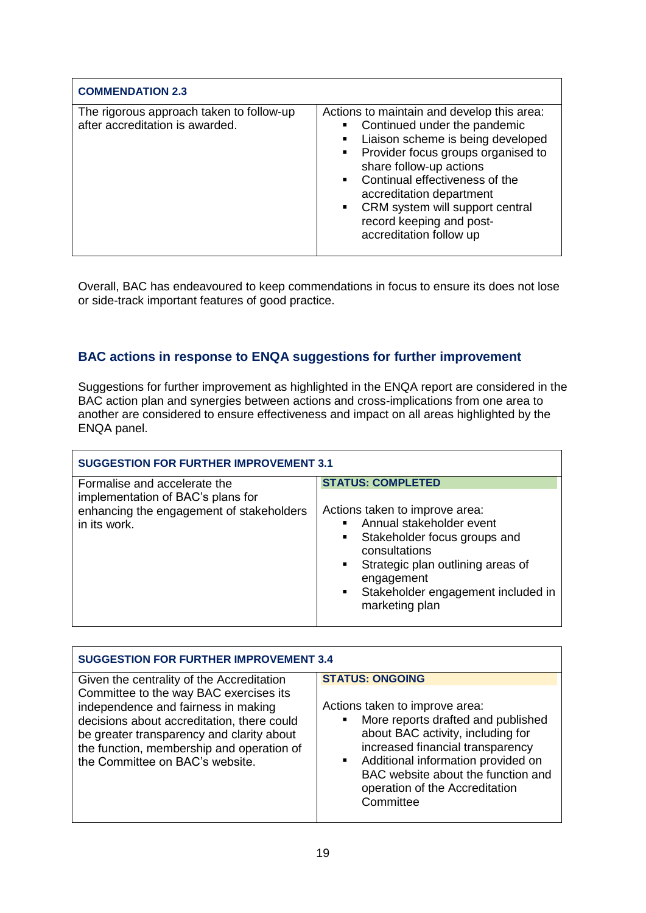| COMMENDATION 2.3 | |
|---|---|
| The rigorous approach taken to follow-up after accreditation is awarded. | Actions to maintain and develop this area:<br>▪ Continued under the pandemic<br>▪ Liaison scheme is being developed<br>▪ Provider focus groups organised to share follow-up actions<br>▪ Continual effectiveness of the accreditation department<br>▪ CRM system will support central record keeping and post-accreditation follow up |

Overall, BAC has endeavoured to keep commendations in focus to ensure its does not lose or side-track important features of good practice.

## BAC actions in response to ENQA suggestions for further improvement

Suggestions for further improvement as highlighted in the ENQA report are considered in the BAC action plan and synergies between actions and cross-implications from one area to another are considered to ensure effectiveness and impact on all areas highlighted by the ENQA panel.

| SUGGESTION FOR FURTHER IMPROVEMENT 3.1 | |
|---|---|
| Formalise and accelerate the implementation of BAC's plans for enhancing the engagement of stakeholders in its work. | **STATUS: COMPLETED**<br><br>Actions taken to improve area:<br>▪ Annual stakeholder event<br>▪ Stakeholder focus groups and consultations<br>▪ Strategic plan outlining areas of engagement<br>▪ Stakeholder engagement included in marketing plan |

| SUGGESTION FOR FURTHER IMPROVEMENT 3.4 | |
|---|---|
| Given the centrality of the Accreditation Committee to the way BAC exercises its independence and fairness in making decisions about accreditation, there could be greater transparency and clarity about the function, membership and operation of the Committee on BAC's website. | **STATUS: ONGOING**<br><br>Actions taken to improve area:<br>▪ More reports drafted and published about BAC activity, including for increased financial transparency<br>▪ Additional information provided on BAC website about the function and operation of the Accreditation Committee |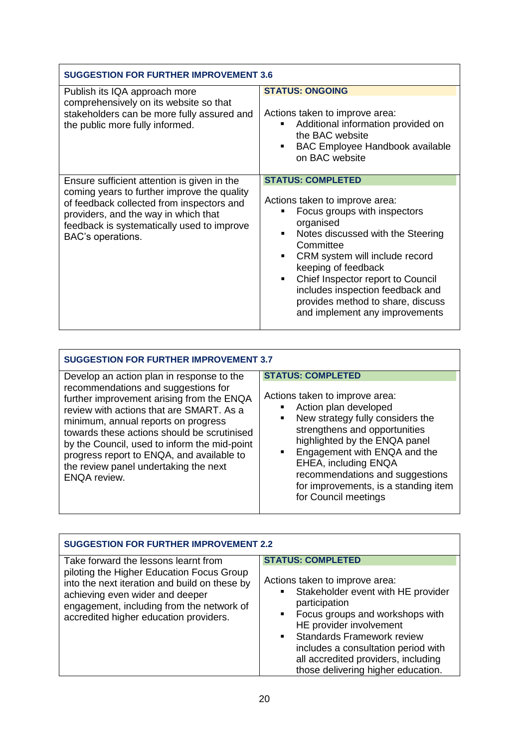| SUGGESTION FOR FURTHER IMPROVEMENT 3.6 | |
|---|---|
| Publish its IQA approach more comprehensively on its website so that stakeholders can be more fully assured and the public more fully informed. | **STATUS: ONGOING**<br><br>Actions taken to improve area:<br>▪ Additional information provided on the BAC website<br>▪ BAC Employee Handbook available on BAC website |
| Ensure sufficient attention is given in the coming years to further improve the quality of feedback collected from inspectors and providers, and the way in which that feedback is systematically used to improve BAC's operations. | **STATUS: COMPLETED**<br><br>Actions taken to improve area:<br>▪ Focus groups with inspectors organised<br>▪ Notes discussed with the Steering Committee<br>▪ CRM system will include record keeping of feedback<br>▪ Chief Inspector report to Council includes inspection feedback and provides method to share, discuss and implement any improvements |

| SUGGESTION FOR FURTHER IMPROVEMENT 3.7 | |
|---|---|
| Develop an action plan in response to the recommendations and suggestions for further improvement arising from the ENQA review with actions that are SMART. As a minimum, annual reports on progress towards these actions should be scrutinised by the Council, used to inform the mid-point progress report to ENQA, and available to the review panel undertaking the next ENQA review. | **STATUS: COMPLETED**<br><br>Actions taken to improve area:<br>▪ Action plan developed<br>▪ New strategy fully considers the strengthens and opportunities highlighted by the ENQA panel<br>▪ Engagement with ENQA and the EHEA, including ENQA recommendations and suggestions for improvements, is a standing item for Council meetings |

| SUGGESTION FOR FURTHER IMPROVEMENT 2.2 | |
|---|---|
| Take forward the lessons learnt from piloting the Higher Education Focus Group into the next iteration and build on these by achieving even wider and deeper engagement, including from the network of accredited higher education providers. | **STATUS: COMPLETED**<br><br>Actions taken to improve area:<br>▪ Stakeholder event with HE provider participation<br>▪ Focus groups and workshops with HE provider involvement<br>▪ Standards Framework review includes a consultation period with all accredited providers, including those delivering higher education. |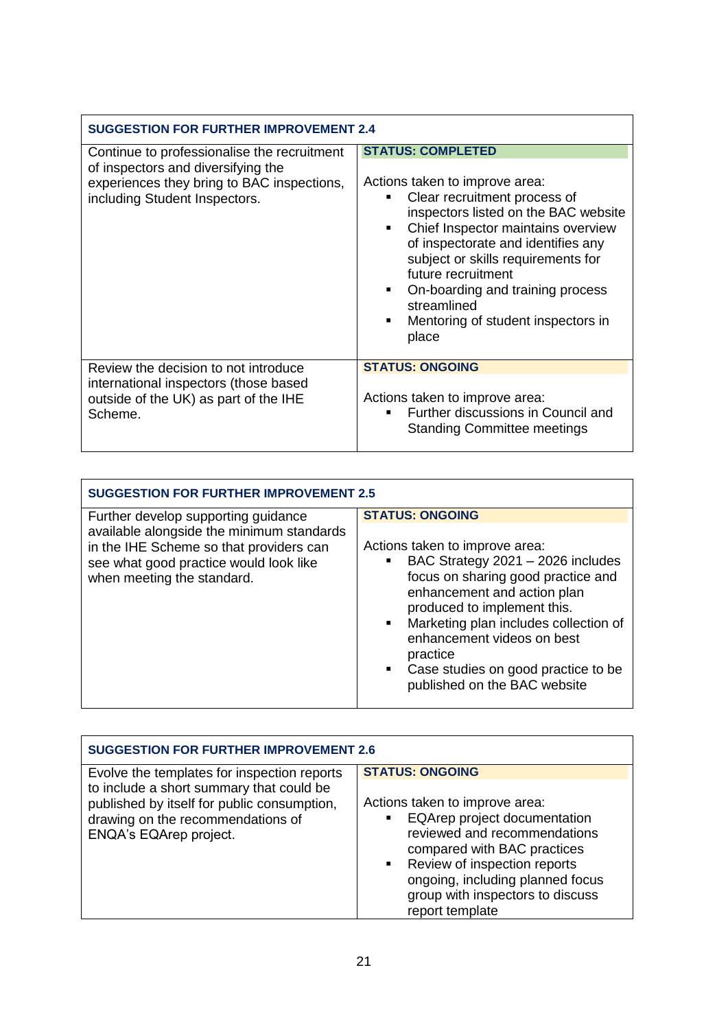| SUGGESTION FOR FURTHER IMPROVEMENT 2.4 | |
|---|---|
| Continue to professionalise the recruitment of inspectors and diversifying the experiences they bring to BAC inspections, including Student Inspectors. | **STATUS: COMPLETED**<br><br>Actions taken to improve area:<br>▪ Clear recruitment process of inspectors listed on the BAC website<br>▪ Chief Inspector maintains overview of inspectorate and identifies any subject or skills requirements for future recruitment<br>▪ On-boarding and training process streamlined<br>▪ Mentoring of student inspectors in place |
| Review the decision to not introduce international inspectors (those based outside of the UK) as part of the IHE Scheme. | **STATUS: ONGOING**<br><br>Actions taken to improve area:<br>▪ Further discussions in Council and Standing Committee meetings |

| SUGGESTION FOR FURTHER IMPROVEMENT 2.5 | |
|---|---|
| Further develop supporting guidance available alongside the minimum standards in the IHE Scheme so that providers can see what good practice would look like when meeting the standard. | **STATUS: ONGOING**<br><br>Actions taken to improve area:<br>▪ BAC Strategy 2021 – 2026 includes focus on sharing good practice and enhancement and action plan produced to implement this.<br>▪ Marketing plan includes collection of enhancement videos on best practice<br>▪ Case studies on good practice to be published on the BAC website |

| SUGGESTION FOR FURTHER IMPROVEMENT 2.6 | |
|---|---|
| Evolve the templates for inspection reports to include a short summary that could be published by itself for public consumption, drawing on the recommendations of ENQA's EQArep project. | **STATUS: ONGOING**<br><br>Actions taken to improve area:<br>▪ EQArep project documentation reviewed and recommendations compared with BAC practices<br>▪ Review of inspection reports ongoing, including planned focus group with inspectors to discuss report template |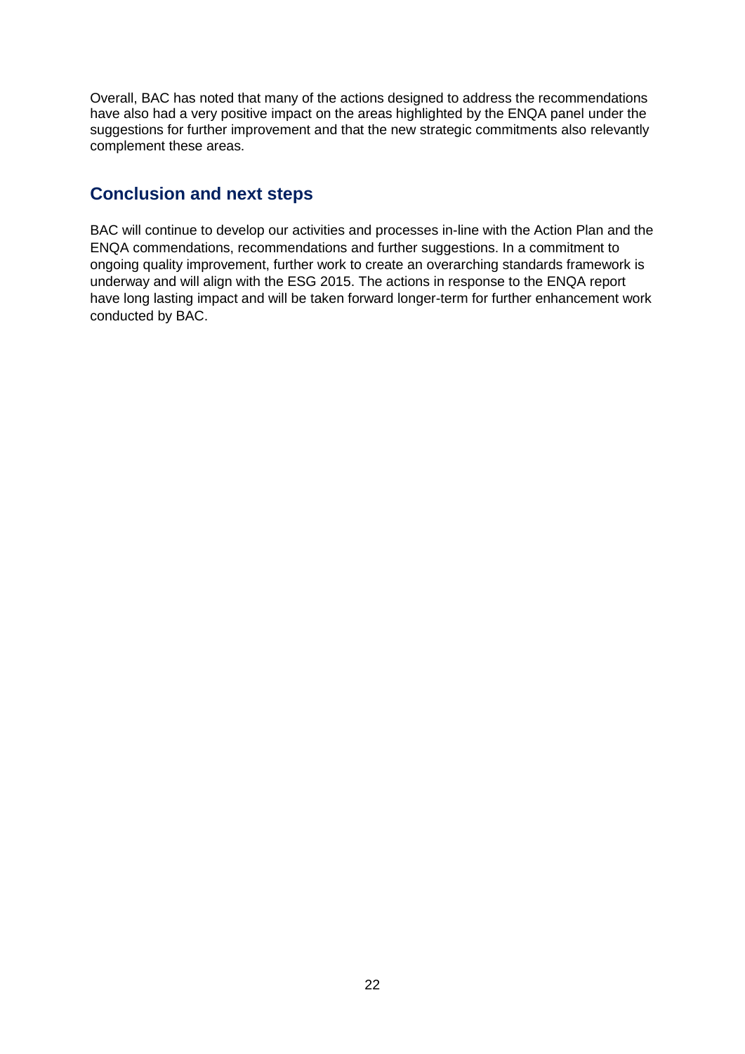Overall, BAC has noted that many of the actions designed to address the recommendations have also had a very positive impact on the areas highlighted by the ENQA panel under the suggestions for further improvement and that the new strategic commitments also relevantly complement these areas.

## Conclusion and next steps

BAC will continue to develop our activities and processes in-line with the Action Plan and the ENQA commendations, recommendations and further suggestions. In a commitment to ongoing quality improvement, further work to create an overarching standards framework is underway and will align with the ESG 2015. The actions in response to the ENQA report have long lasting impact and will be taken forward longer-term for further enhancement work conducted by BAC.